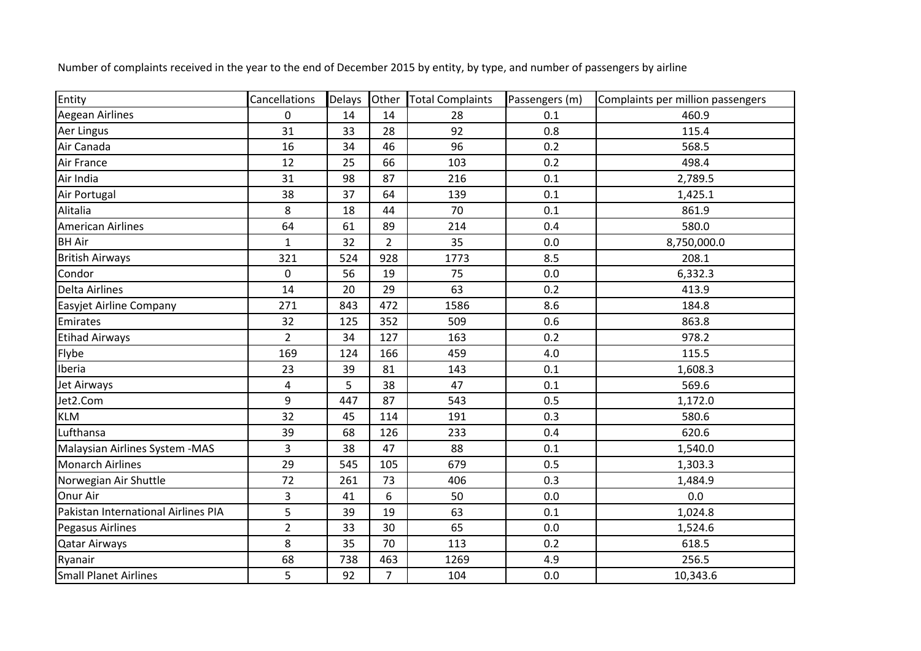Number of complaints received in the year to the end of December 2015 by entity, by type, and number of passengers by airline

| Entity | Cancellations | Delays | Other | Total Complaints | Passengers (m) | Complaints per million passengers |
|---|---|---|---|---|---|---|
| Aegean Airlines | 0 | 14 | 14 | 28 | 0.1 | 460.9 |
| Aer Lingus | 31 | 33 | 28 | 92 | 0.8 | 115.4 |
| Air Canada | 16 | 34 | 46 | 96 | 0.2 | 568.5 |
| Air France | 12 | 25 | 66 | 103 | 0.2 | 498.4 |
| Air India | 31 | 98 | 87 | 216 | 0.1 | 2,789.5 |
| Air Portugal | 38 | 37 | 64 | 139 | 0.1 | 1,425.1 |
| Alitalia | 8 | 18 | 44 | 70 | 0.1 | 861.9 |
| American Airlines | 64 | 61 | 89 | 214 | 0.4 | 580.0 |
| BH Air | 1 | 32 | 2 | 35 | 0.0 | 8,750,000.0 |
| British Airways | 321 | 524 | 928 | 1773 | 8.5 | 208.1 |
| Condor | 0 | 56 | 19 | 75 | 0.0 | 6,332.3 |
| Delta Airlines | 14 | 20 | 29 | 63 | 0.2 | 413.9 |
| Easyjet Airline Company | 271 | 843 | 472 | 1586 | 8.6 | 184.8 |
| Emirates | 32 | 125 | 352 | 509 | 0.6 | 863.8 |
| Etihad Airways | 2 | 34 | 127 | 163 | 0.2 | 978.2 |
| Flybe | 169 | 124 | 166 | 459 | 4.0 | 115.5 |
| Iberia | 23 | 39 | 81 | 143 | 0.1 | 1,608.3 |
| Jet Airways | 4 | 5 | 38 | 47 | 0.1 | 569.6 |
| Jet2.Com | 9 | 447 | 87 | 543 | 0.5 | 1,172.0 |
| KLM | 32 | 45 | 114 | 191 | 0.3 | 580.6 |
| Lufthansa | 39 | 68 | 126 | 233 | 0.4 | 620.6 |
| Malaysian Airlines System -MAS | 3 | 38 | 47 | 88 | 0.1 | 1,540.0 |
| Monarch Airlines | 29 | 545 | 105 | 679 | 0.5 | 1,303.3 |
| Norwegian Air Shuttle | 72 | 261 | 73 | 406 | 0.3 | 1,484.9 |
| Onur Air | 3 | 41 | 6 | 50 | 0.0 | 0.0 |
| Pakistan International Airlines PIA | 5 | 39 | 19 | 63 | 0.1 | 1,024.8 |
| Pegasus Airlines | 2 | 33 | 30 | 65 | 0.0 | 1,524.6 |
| Qatar Airways | 8 | 35 | 70 | 113 | 0.2 | 618.5 |
| Ryanair | 68 | 738 | 463 | 1269 | 4.9 | 256.5 |
| Small Planet Airlines | 5 | 92 | 7 | 104 | 0.0 | 10,343.6 |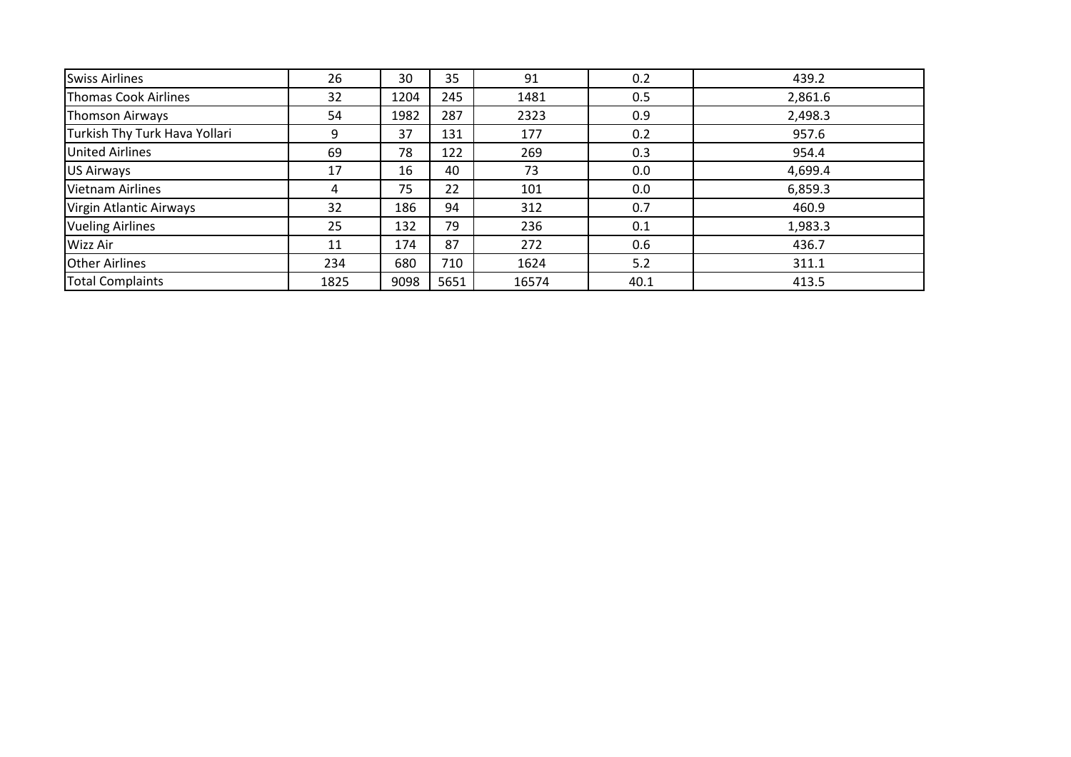| | | | | | | |
|---|---|---|---|---|---|---|
| Swiss Airlines | 26 | 30 | 35 | 91 | 0.2 | 439.2 |
| Thomas Cook Airlines | 32 | 1204 | 245 | 1481 | 0.5 | 2,861.6 |
| Thomson Airways | 54 | 1982 | 287 | 2323 | 0.9 | 2,498.3 |
| Turkish Thy Turk Hava Yollari | 9 | 37 | 131 | 177 | 0.2 | 957.6 |
| United Airlines | 69 | 78 | 122 | 269 | 0.3 | 954.4 |
| US Airways | 17 | 16 | 40 | 73 | 0.0 | 4,699.4 |
| Vietnam Airlines | 4 | 75 | 22 | 101 | 0.0 | 6,859.3 |
| Virgin Atlantic Airways | 32 | 186 | 94 | 312 | 0.7 | 460.9 |
| Vueling Airlines | 25 | 132 | 79 | 236 | 0.1 | 1,983.3 |
| Wizz Air | 11 | 174 | 87 | 272 | 0.6 | 436.7 |
| Other Airlines | 234 | 680 | 710 | 1624 | 5.2 | 311.1 |
| Total Complaints | 1825 | 9098 | 5651 | 16574 | 40.1 | 413.5 |